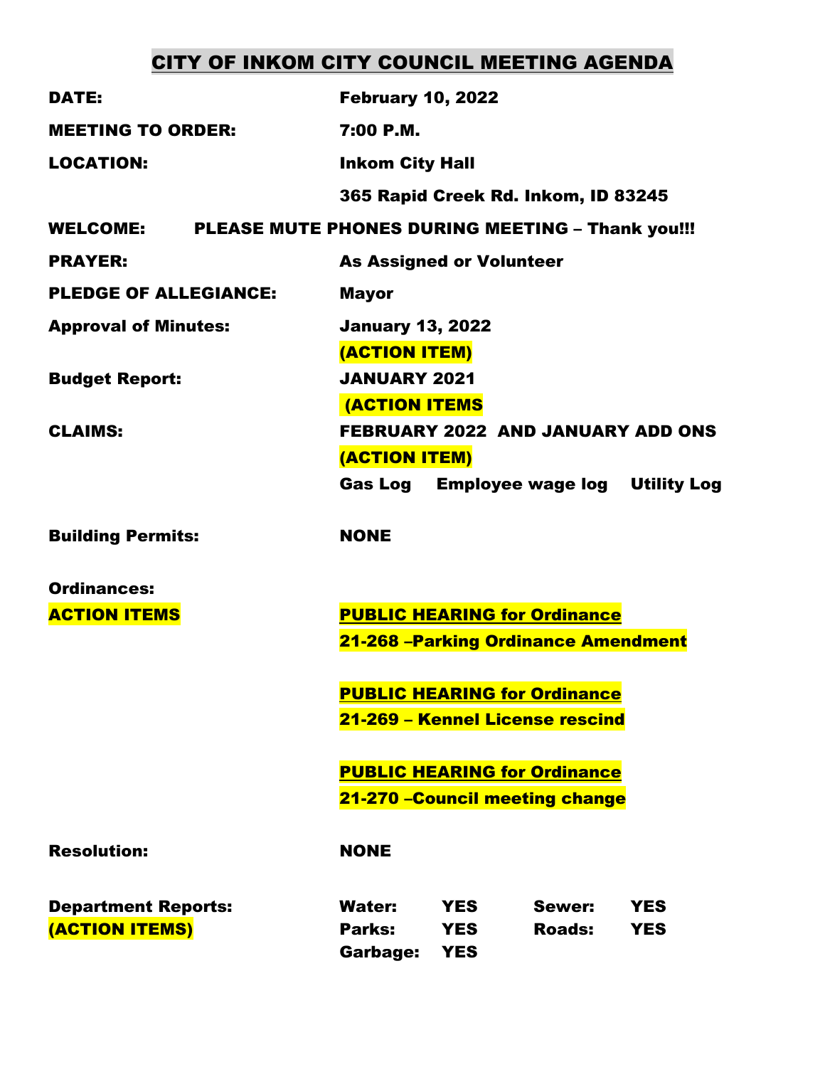# CITY OF INKOM CITY COUNCIL MEETING AGENDA

**DATE:** **February 10, 2022**

**MEETING TO ORDER:** **7:00 P.M.**

**LOCATION:** **Inkom City Hall**

**365 Rapid Creek Rd. Inkom, ID 83245**

**WELCOME:** **PLEASE MUTE PHONES DURING MEETING – Thank you!!!**

**PRAYER:** **As Assigned or Volunteer**

**PLEDGE OF ALLEGIANCE:** **Mayor**

**Approval of Minutes:** **January 13, 2022**
**(ACTION ITEM)**

**Budget Report:** **JANUARY 2021**
**(ACTION ITEMS**

**CLAIMS:** **FEBRUARY 2022 AND JANUARY ADD ONS**
**(ACTION ITEM)**
**Gas Log Employee wage log Utility Log**

**Building Permits:** **NONE**

**Ordinances:**

**ACTION ITEMS**

**PUBLIC HEARING for Ordinance**
**21-268 –Parking Ordinance Amendment**

**PUBLIC HEARING for Ordinance**
**21-269 – Kennel License rescind**

**PUBLIC HEARING for Ordinance**
**21-270 –Council meeting change**

**Resolution:** **NONE**

**Department Reports:**
**(ACTION ITEMS)**

| | | | |
|---|---|---|---|
| **Water:** | **YES** | **Sewer:** | **YES** |
| **Parks:** | **YES** | **Roads:** | **YES** |
| **Garbage:** | **YES** | | |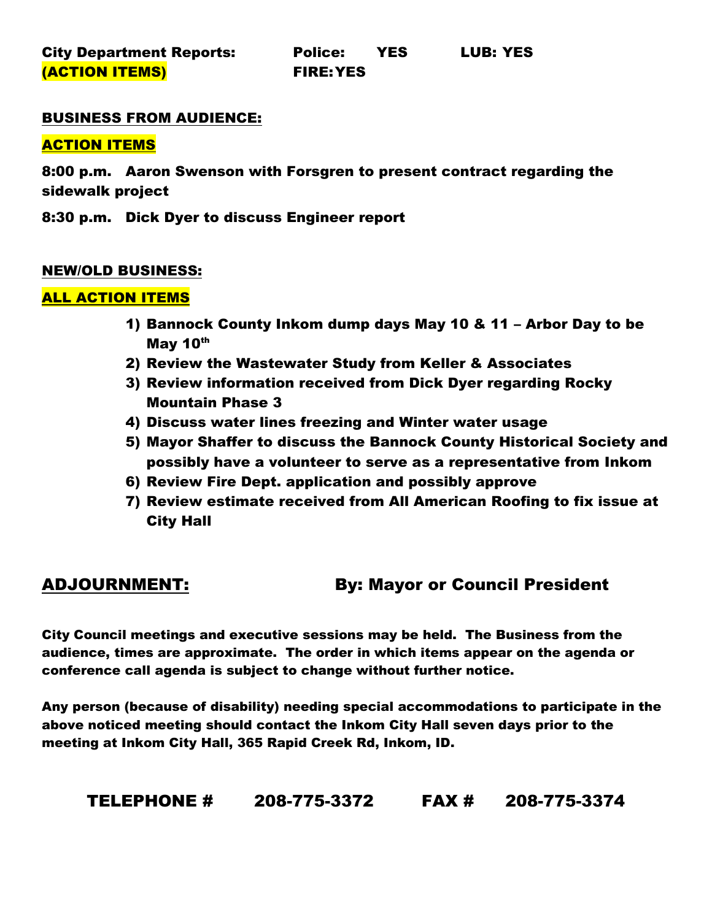**City Department Reports:** **Police: YES** **LUB: YES**
**(ACTION ITEMS)** **FIRE: YES**

**BUSINESS FROM AUDIENCE:**

**ACTION ITEMS**

**8:00 p.m. Aaron Swenson with Forsgren to present contract regarding the sidewalk project**

**8:30 p.m. Dick Dyer to discuss Engineer report**

**NEW/OLD BUSINESS:**

**ALL ACTION ITEMS**

1) **Bannock County Inkom dump days May 10 & 11 – Arbor Day to be May 10th**
2) **Review the Wastewater Study from Keller & Associates**
3) **Review information received from Dick Dyer regarding Rocky Mountain Phase 3**
4) **Discuss water lines freezing and Winter water usage**
5) **Mayor Shaffer to discuss the Bannock County Historical Society and possibly have a volunteer to serve as a representative from Inkom**
6) **Review Fire Dept. application and possibly approve**
7) **Review estimate received from All American Roofing to fix issue at City Hall**

## ADJOURNMENT: By: Mayor or Council President

**City Council meetings and executive sessions may be held. The Business from the audience, times are approximate. The order in which items appear on the agenda or conference call agenda is subject to change without further notice.**

**Any person (because of disability) needing special accommodations to participate in the above noticed meeting should contact the Inkom City Hall seven days prior to the meeting at Inkom City Hall, 365 Rapid Creek Rd, Inkom, ID.**

**TELEPHONE # 208-775-3372 FAX # 208-775-3374**